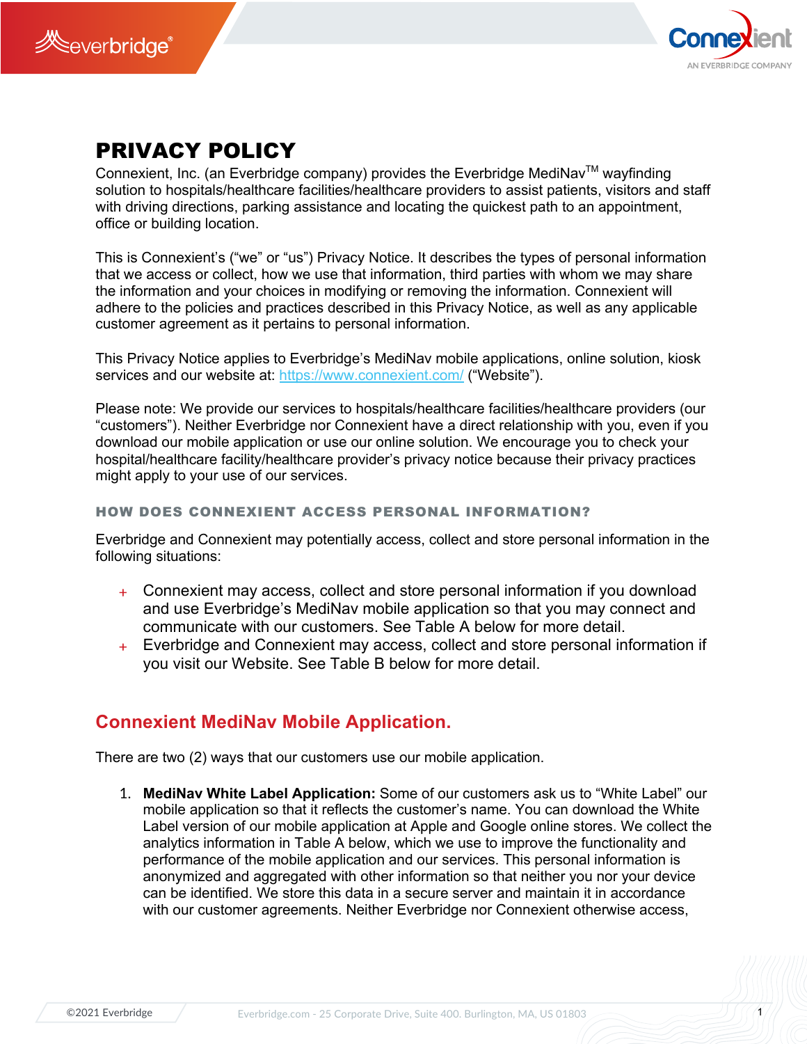# PRIVACY POLICY

Connexient, Inc. (an Everbridge company) provides the Everbridge MediNav™ wayfinding solution to hospitals/healthcare facilities/healthcare providers to assist patients, visitors and staff with driving directions, parking assistance and locating the quickest path to an appointment, office or building location.

This is Connexient's ("we" or "us") Privacy Notice. It describes the types of personal information that we access or collect, how we use that information, third parties with whom we may share the information and your choices in modifying or removing the information. Connexient will adhere to the policies and practices described in this Privacy Notice, as well as any applicable customer agreement as it pertains to personal information.

This Privacy Notice applies to Everbridge's MediNav mobile applications, online solution, kiosk services and our website at: https://www.connexient.com/ ("Website").

Please note: We provide our services to hospitals/healthcare facilities/healthcare providers (our "customers"). Neither Everbridge nor Connexient have a direct relationship with you, even if you download our mobile application or use our online solution. We encourage you to check your hospital/healthcare facility/healthcare provider's privacy notice because their privacy practices might apply to your use of our services.

### HOW DOES CONNEXIENT ACCESS PERSONAL INFORMATION?

Everbridge and Connexient may potentially access, collect and store personal information in the following situations:

+ Connexient may access, collect and store personal information if you download and use Everbridge's MediNav mobile application so that you may connect and communicate with our customers. See Table A below for more detail.
+ Everbridge and Connexient may access, collect and store personal information if you visit our Website. See Table B below for more detail.

## Connexient MediNav Mobile Application.

There are two (2) ways that our customers use our mobile application.

1. **MediNav White Label Application:** Some of our customers ask us to "White Label" our mobile application so that it reflects the customer's name. You can download the White Label version of our mobile application at Apple and Google online stores. We collect the analytics information in Table A below, which we use to improve the functionality and performance of the mobile application and our services. This personal information is anonymized and aggregated with other information so that neither you nor your device can be identified. We store this data in a secure server and maintain it in accordance with our customer agreements. Neither Everbridge nor Connexient otherwise access,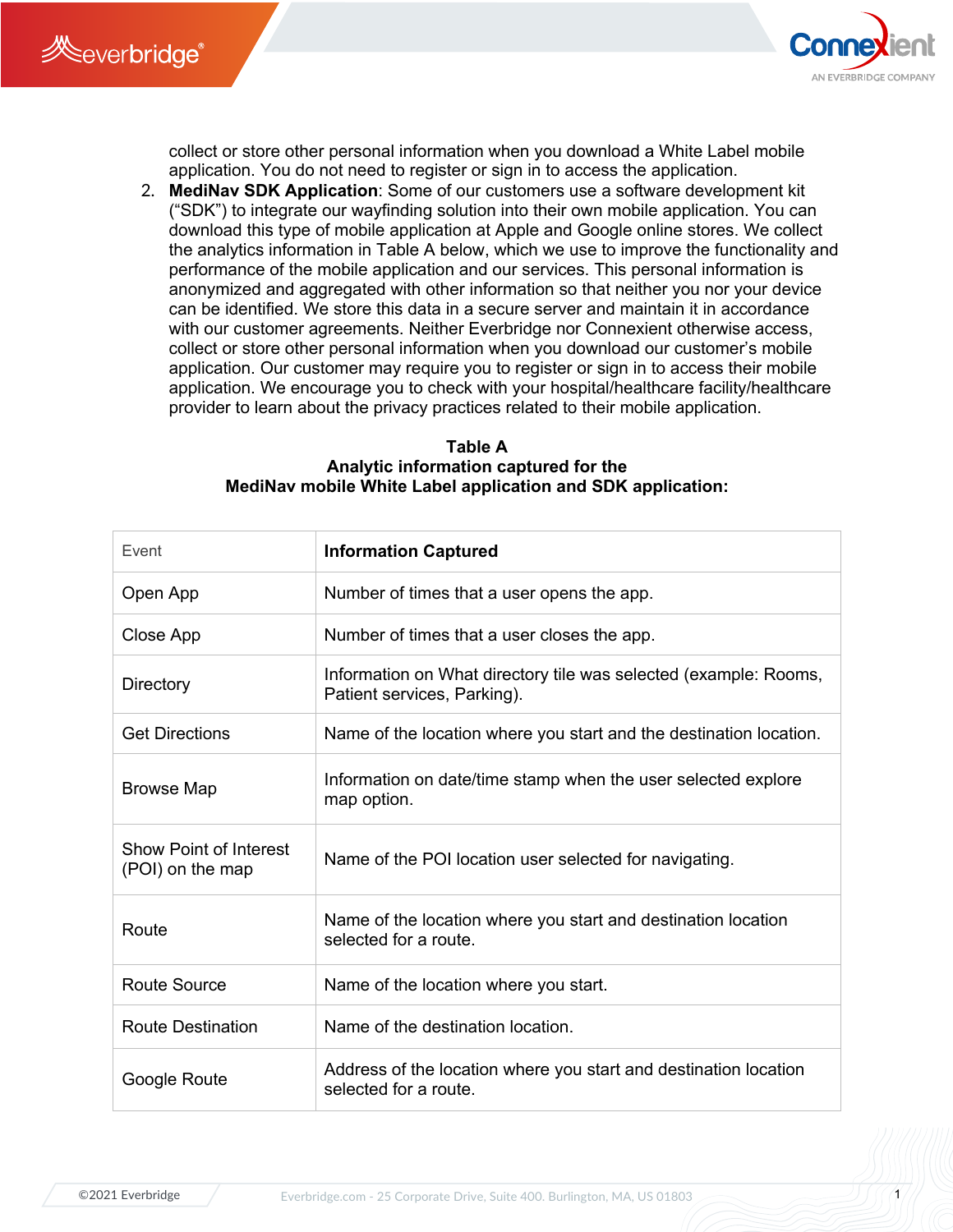collect or store other personal information when you download a White Label mobile application. You do not need to register or sign in to access the application.

2. **MediNav SDK Application**: Some of our customers use a software development kit ("SDK") to integrate our wayfinding solution into their own mobile application. You can download this type of mobile application at Apple and Google online stores. We collect the analytics information in Table A below, which we use to improve the functionality and performance of the mobile application and our services. This personal information is anonymized and aggregated with other information so that neither you nor your device can be identified. We store this data in a secure server and maintain it in accordance with our customer agreements. Neither Everbridge nor Connexient otherwise access, collect or store other personal information when you download our customer's mobile application. Our customer may require you to register or sign in to access their mobile application. We encourage you to check with your hospital/healthcare facility/healthcare provider to learn about the privacy practices related to their mobile application.

**Table A**
**Analytic information captured for the**
**MediNav mobile White Label application and SDK application:**

| Event | **Information Captured** |
|---|---|
| Open App | Number of times that a user opens the app. |
| Close App | Number of times that a user closes the app. |
| Directory | Information on What directory tile was selected (example: Rooms, Patient services, Parking). |
| Get Directions | Name of the location where you start and the destination location. |
| Browse Map | Information on date/time stamp when the user selected explore map option. |
| Show Point of Interest (POI) on the map | Name of the POI location user selected for navigating. |
| Route | Name of the location where you start and destination location selected for a route. |
| Route Source | Name of the location where you start. |
| Route Destination | Name of the destination location. |
| Google Route | Address of the location where you start and destination location selected for a route. |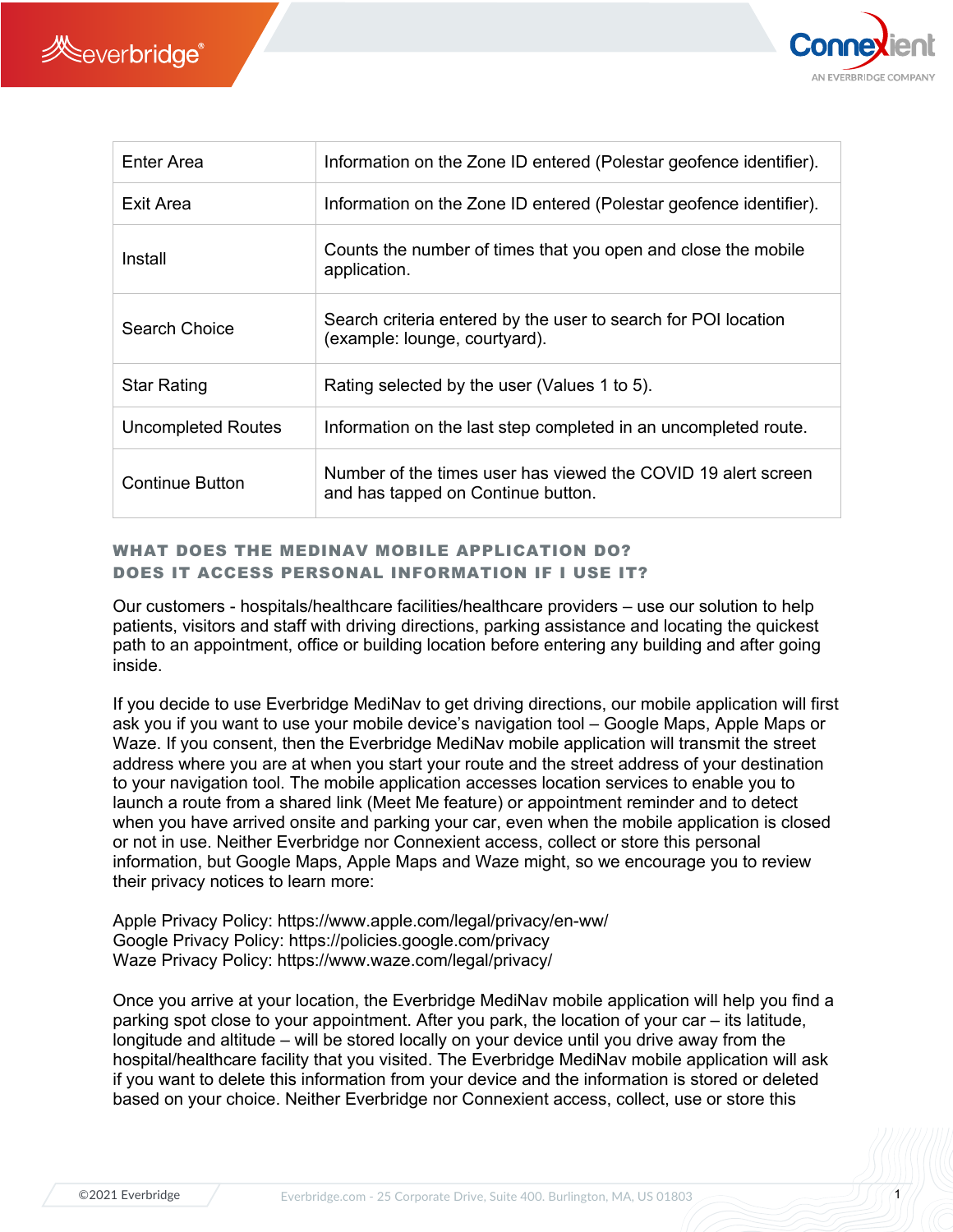| Enter Area | Information on the Zone ID entered (Polestar geofence identifier). |
|---|---|
| Exit Area | Information on the Zone ID entered (Polestar geofence identifier). |
| Install | Counts the number of times that you open and close the mobile application. |
| Search Choice | Search criteria entered by the user to search for POI location (example: lounge, courtyard). |
| Star Rating | Rating selected by the user (Values 1 to 5). |
| Uncompleted Routes | Information on the last step completed in an uncompleted route. |
| Continue Button | Number of the times user has viewed the COVID 19 alert screen and has tapped on Continue button. |

## WHAT DOES THE MEDINAV MOBILE APPLICATION DO? DOES IT ACCESS PERSONAL INFORMATION IF I USE IT?

Our customers - hospitals/healthcare facilities/healthcare providers – use our solution to help patients, visitors and staff with driving directions, parking assistance and locating the quickest path to an appointment, office or building location before entering any building and after going inside.

If you decide to use Everbridge MediNav to get driving directions, our mobile application will first ask you if you want to use your mobile device's navigation tool – Google Maps, Apple Maps or Waze. If you consent, then the Everbridge MediNav mobile application will transmit the street address where you are at when you start your route and the street address of your destination to your navigation tool. The mobile application accesses location services to enable you to launch a route from a shared link (Meet Me feature) or appointment reminder and to detect when you have arrived onsite and parking your car, even when the mobile application is closed or not in use. Neither Everbridge nor Connexient access, collect or store this personal information, but Google Maps, Apple Maps and Waze might, so we encourage you to review their privacy notices to learn more:

Apple Privacy Policy: https://www.apple.com/legal/privacy/en-ww/
Google Privacy Policy: https://policies.google.com/privacy
Waze Privacy Policy: https://www.waze.com/legal/privacy/

Once you arrive at your location, the Everbridge MediNav mobile application will help you find a parking spot close to your appointment. After you park, the location of your car – its latitude, longitude and altitude – will be stored locally on your device until you drive away from the hospital/healthcare facility that you visited. The Everbridge MediNav mobile application will ask if you want to delete this information from your device and the information is stored or deleted based on your choice. Neither Everbridge nor Connexient access, collect, use or store this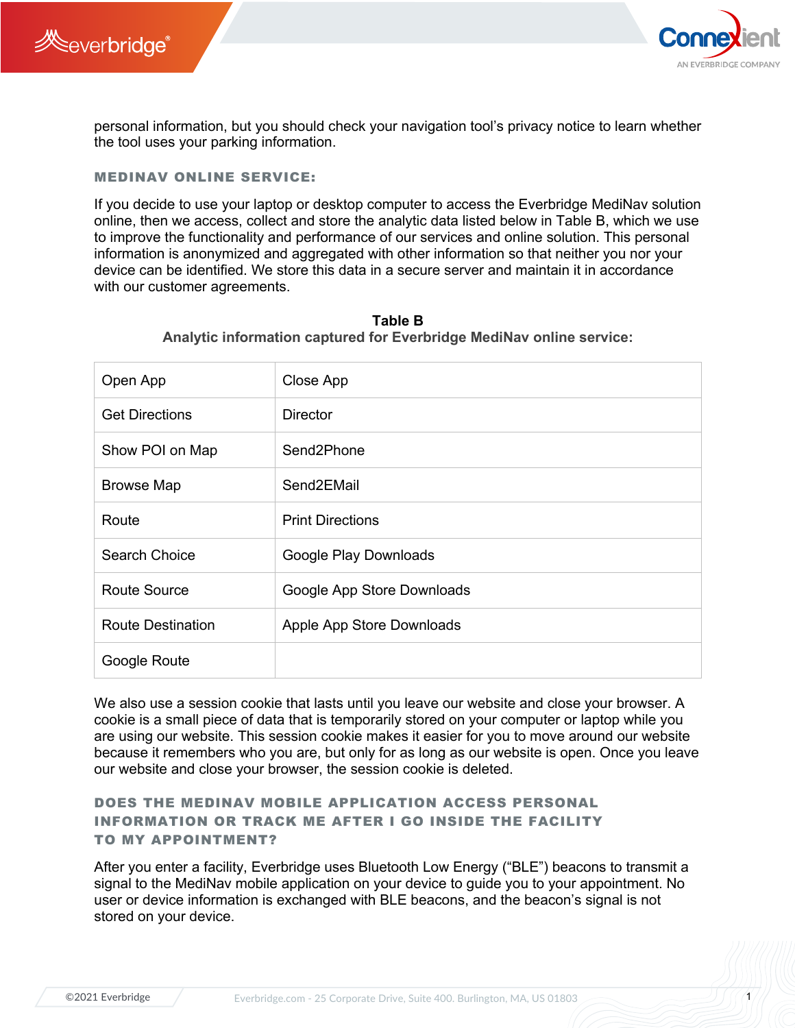personal information, but you should check your navigation tool's privacy notice to learn whether the tool uses your parking information.

## MEDINAV ONLINE SERVICE:

If you decide to use your laptop or desktop computer to access the Everbridge MediNav solution online, then we access, collect and store the analytic data listed below in Table B, which we use to improve the functionality and performance of our services and online solution. This personal information is anonymized and aggregated with other information so that neither you nor your device can be identified. We store this data in a secure server and maintain it in accordance with our customer agreements.

**Table B**
**Analytic information captured for Everbridge MediNav online service:**

| | |
|---|---|
| Open App | Close App |
| Get Directions | Director |
| Show POI on Map | Send2Phone |
| Browse Map | Send2EMail |
| Route | Print Directions |
| Search Choice | Google Play Downloads |
| Route Source | Google App Store Downloads |
| Route Destination | Apple App Store Downloads |
| Google Route | |

We also use a session cookie that lasts until you leave our website and close your browser. A cookie is a small piece of data that is temporarily stored on your computer or laptop while you are using our website. This session cookie makes it easier for you to move around our website because it remembers who you are, but only for as long as our website is open. Once you leave our website and close your browser, the session cookie is deleted.

## DOES THE MEDINAV MOBILE APPLICATION ACCESS PERSONAL INFORMATION OR TRACK ME AFTER I GO INSIDE THE FACILITY TO MY APPOINTMENT?

After you enter a facility, Everbridge uses Bluetooth Low Energy ("BLE") beacons to transmit a signal to the MediNav mobile application on your device to guide you to your appointment. No user or device information is exchanged with BLE beacons, and the beacon's signal is not stored on your device.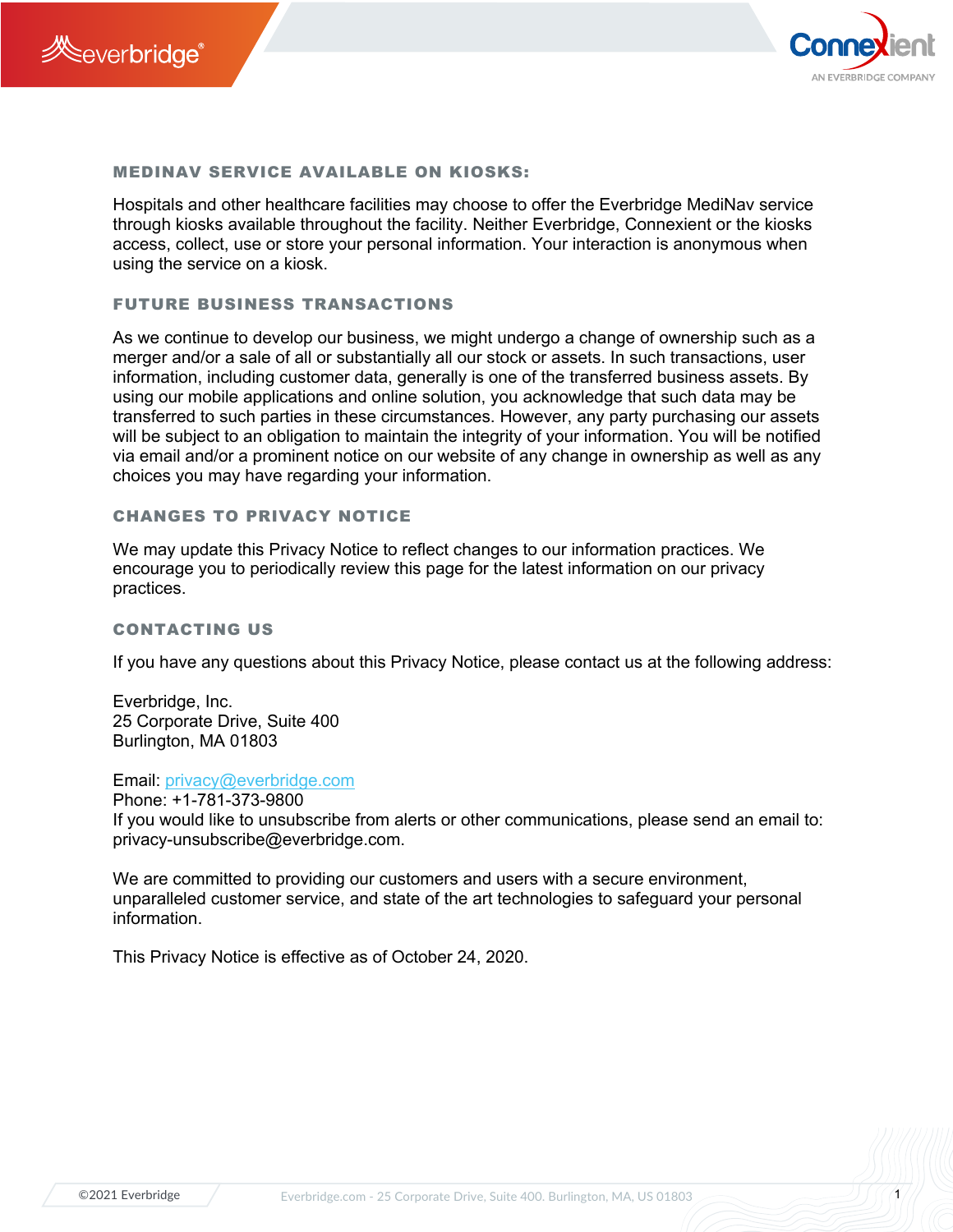## MEDINAV SERVICE AVAILABLE ON KIOSKS:

Hospitals and other healthcare facilities may choose to offer the Everbridge MediNav service through kiosks available throughout the facility. Neither Everbridge, Connexient or the kiosks access, collect, use or store your personal information. Your interaction is anonymous when using the service on a kiosk.

## FUTURE BUSINESS TRANSACTIONS

As we continue to develop our business, we might undergo a change of ownership such as a merger and/or a sale of all or substantially all our stock or assets. In such transactions, user information, including customer data, generally is one of the transferred business assets. By using our mobile applications and online solution, you acknowledge that such data may be transferred to such parties in these circumstances. However, any party purchasing our assets will be subject to an obligation to maintain the integrity of your information. You will be notified via email and/or a prominent notice on our website of any change in ownership as well as any choices you may have regarding your information.

## CHANGES TO PRIVACY NOTICE

We may update this Privacy Notice to reflect changes to our information practices. We encourage you to periodically review this page for the latest information on our privacy practices.

## CONTACTING US

If you have any questions about this Privacy Notice, please contact us at the following address:

Everbridge, Inc.
25 Corporate Drive, Suite 400
Burlington, MA 01803

Email: privacy@everbridge.com
Phone: +1-781-373-9800
If you would like to unsubscribe from alerts or other communications, please send an email to: privacy-unsubscribe@everbridge.com.

We are committed to providing our customers and users with a secure environment, unparalleled customer service, and state of the art technologies to safeguard your personal information.

This Privacy Notice is effective as of October 24, 2020.